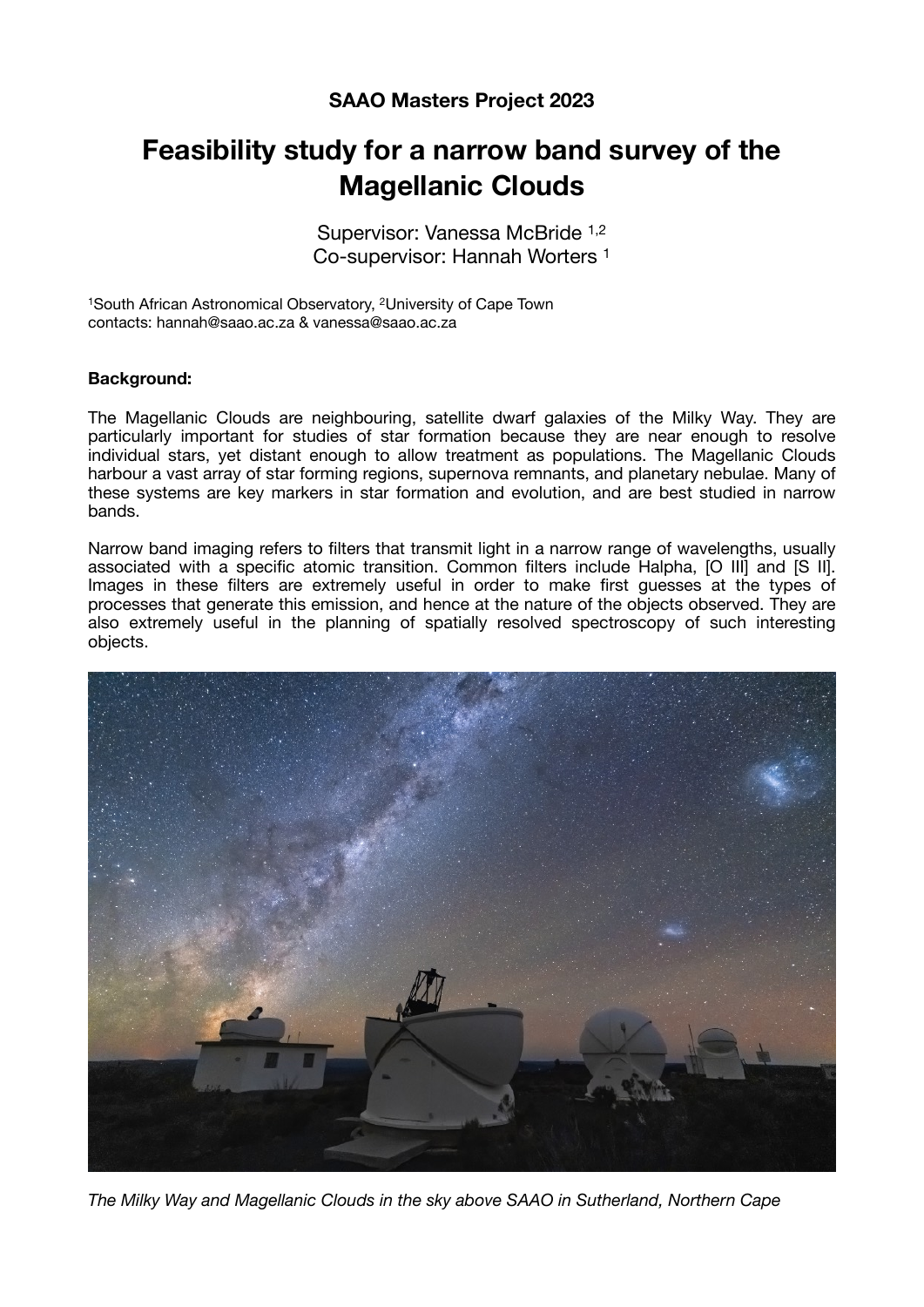**SAAO Masters Project 2023**

# Feasibility study for a narrow band survey of the Magellanic Clouds

Supervisor: Vanessa McBride [1,2]
Co-supervisor: Hannah Worters [1]

[1]South African Astronomical Observatory, [2]University of Cape Town
contacts: hannah@saao.ac.za & vanessa@saao.ac.za

**Background:**

The Magellanic Clouds are neighbouring, satellite dwarf galaxies of the Milky Way. They are particularly important for studies of star formation because they are near enough to resolve individual stars, yet distant enough to allow treatment as populations. The Magellanic Clouds harbour a vast array of star forming regions, supernova remnants, and planetary nebulae. Many of these systems are key markers in star formation and evolution, and are best studied in narrow bands.

Narrow band imaging refers to filters that transmit light in a narrow range of wavelengths, usually associated with a specific atomic transition. Common filters include Halpha, [O III] and [S II]. Images in these filters are extremely useful in order to make first guesses at the types of processes that generate this emission, and hence at the nature of the objects observed. They are also extremely useful in the planning of spatially resolved spectroscopy of such interesting objects.

*The Milky Way and Magellanic Clouds in the sky above SAAO in Sutherland, Northern Cape*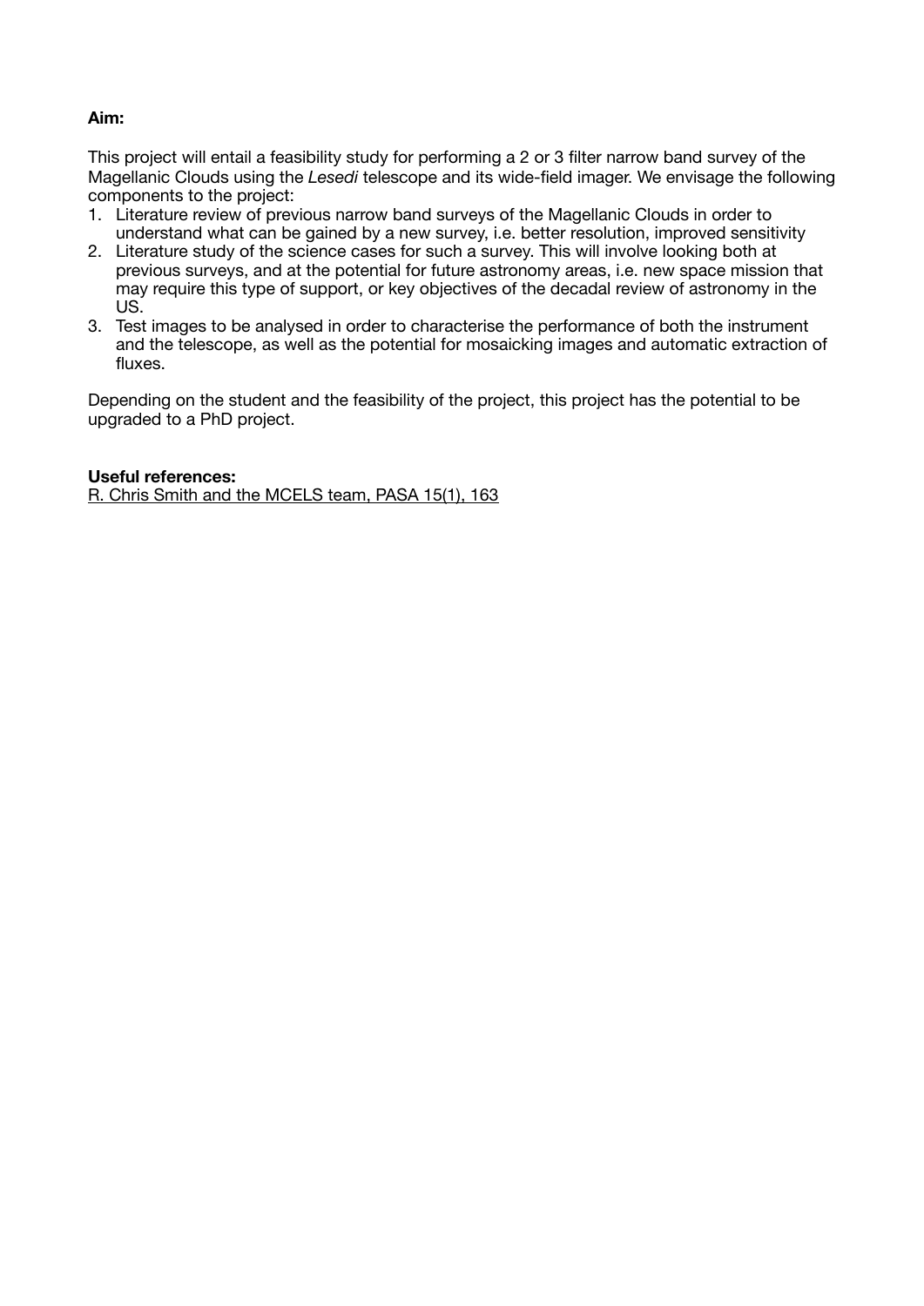**Aim:**

This project will entail a feasibility study for performing a 2 or 3 filter narrow band survey of the Magellanic Clouds using the *Lesedi* telescope and its wide-field imager. We envisage the following components to the project:

1. Literature review of previous narrow band surveys of the Magellanic Clouds in order to understand what can be gained by a new survey, i.e. better resolution, improved sensitivity
2. Literature study of the science cases for such a survey. This will involve looking both at previous surveys, and at the potential for future astronomy areas, i.e. new space mission that may require this type of support, or key objectives of the decadal review of astronomy in the US.
3. Test images to be analysed in order to characterise the performance of both the instrument and the telescope, as well as the potential for mosaicking images and automatic extraction of fluxes.

Depending on the student and the feasibility of the project, this project has the potential to be upgraded to a PhD project.

**Useful references:**

R. Chris Smith and the MCELS team, PASA 15(1), 163